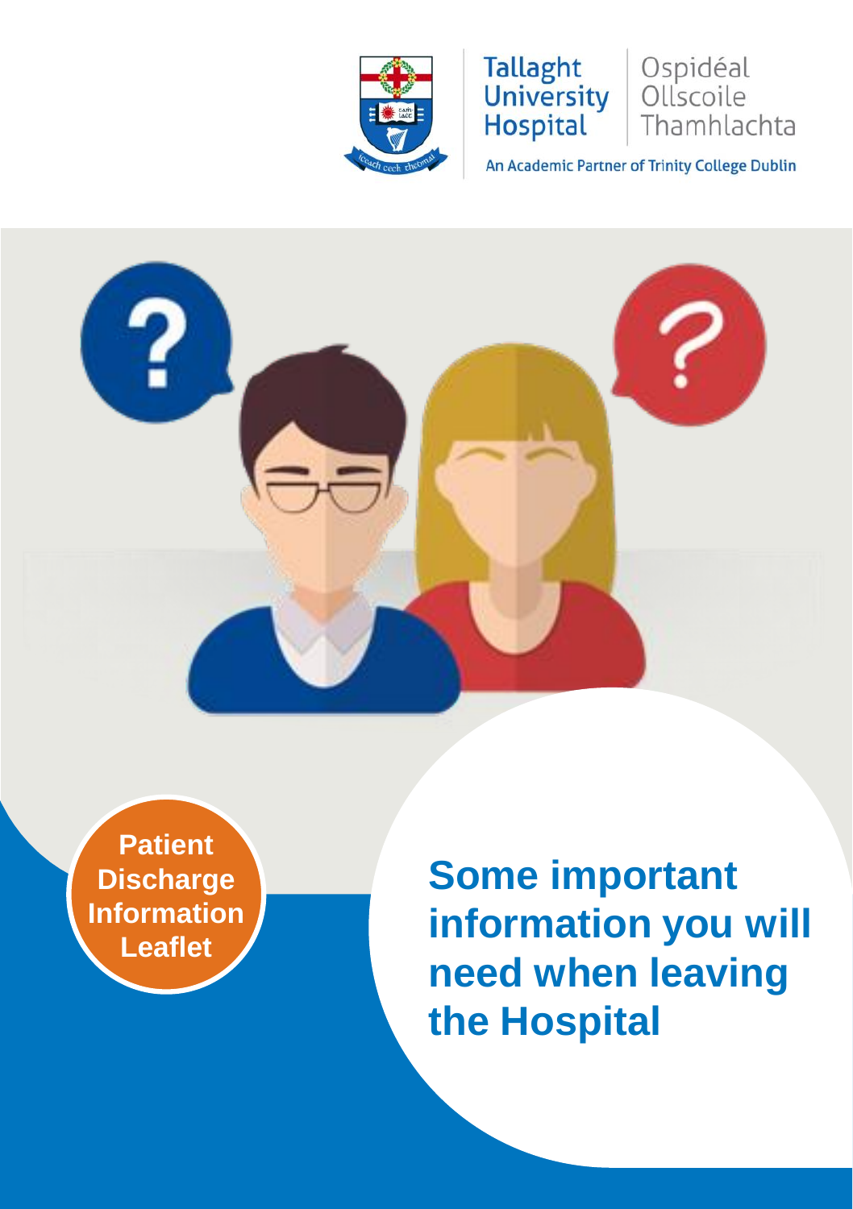Tallaght University Hospital

Ospidéal Ollscoile Thamhlachta

An Academic Partner of Trinity College Dublin

**Patient Discharge Information Leaflet**

# Some important information you will need when leaving the Hospital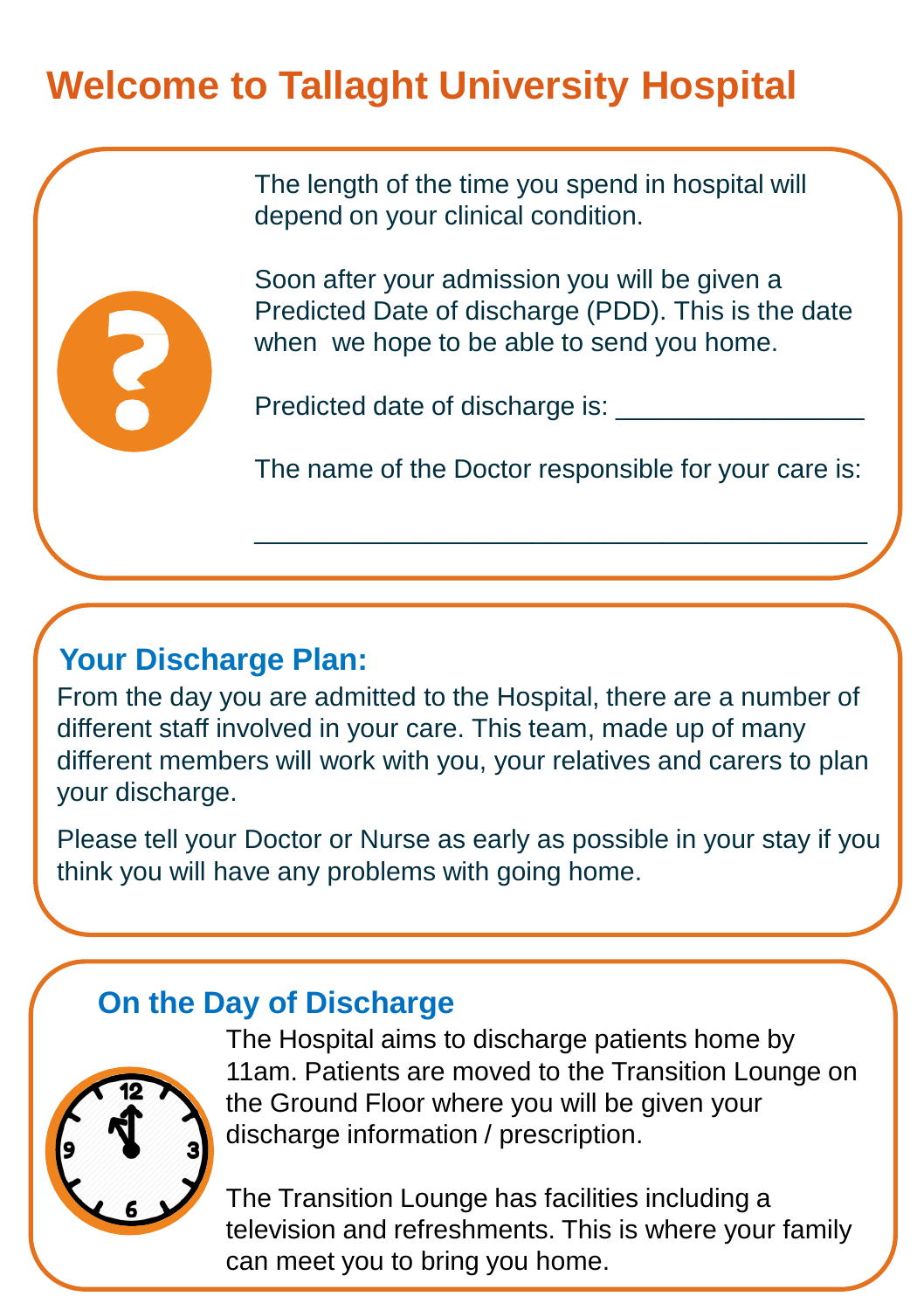# Welcome to Tallaght University Hospital

The length of the time you spend in hospital will depend on your clinical condition.

Soon after your admission you will be given a Predicted Date of discharge (PDD). This is the date when we hope to be able to send you home.

Predicted date of discharge is: ________________

The name of the Doctor responsible for your care is:

________________________________________

## Your Discharge Plan:

From the day you are admitted to the Hospital, there are a number of different staff involved in your care. This team, made up of many different members will work with you, your relatives and carers to plan your discharge.

Please tell your Doctor or Nurse as early as possible in your stay if you think you will have any problems with going home.

## On the Day of Discharge

The Hospital aims to discharge patients home by 11am. Patients are moved to the Transition Lounge on the Ground Floor where you will be given your discharge information / prescription.

The Transition Lounge has facilities including a television and refreshments. This is where your family can meet you to bring you home.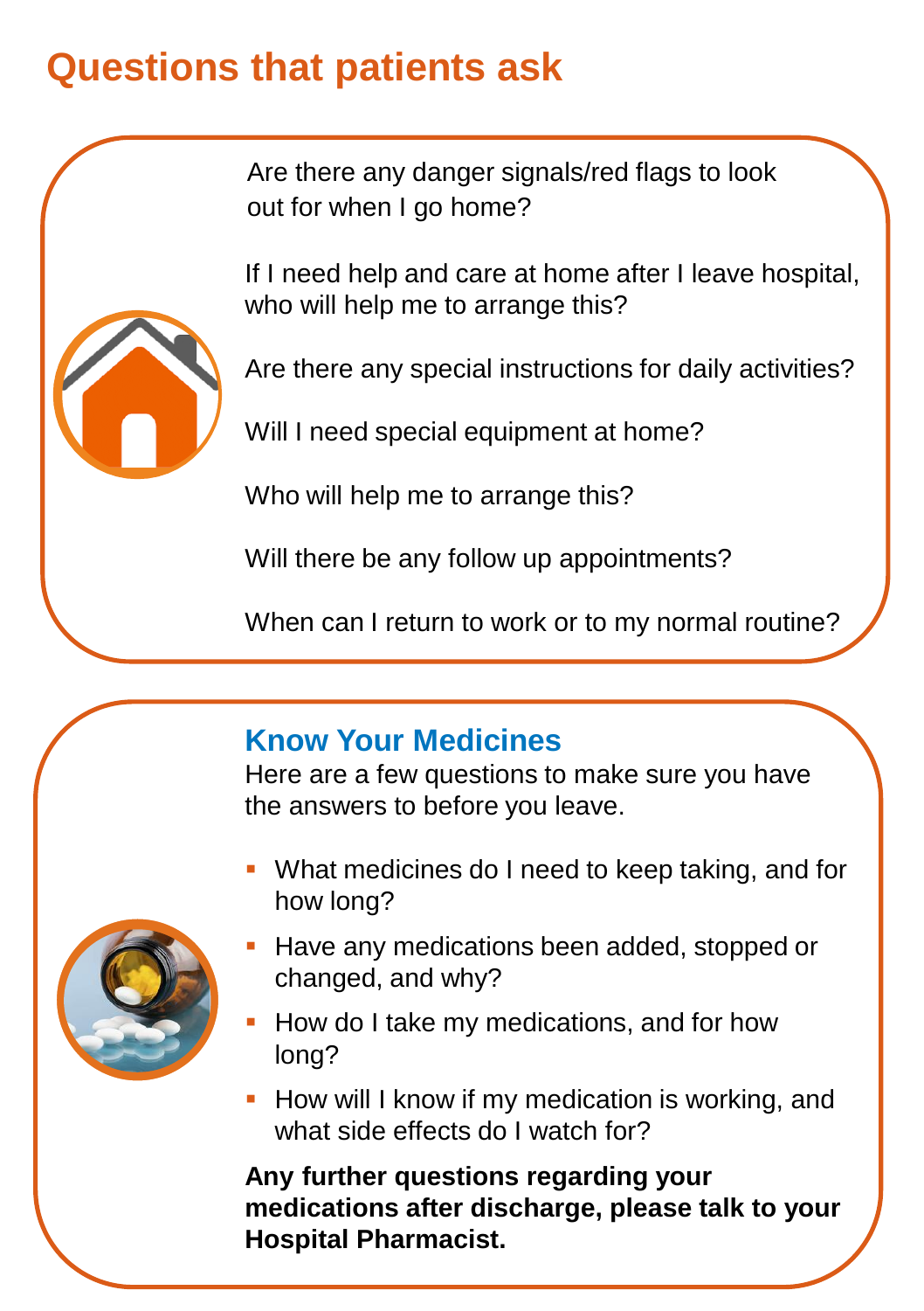# Questions that patients ask

Are there any danger signals/red flags to look out for when I go home?

If I need help and care at home after I leave hospital, who will help me to arrange this?

Are there any special instructions for daily activities?

Will I need special equipment at home?

Who will help me to arrange this?

Will there be any follow up appointments?

When can I return to work or to my normal routine?

## Know Your Medicines

Here are a few questions to make sure you have the answers to before you leave.

- What medicines do I need to keep taking, and for how long?
- Have any medications been added, stopped or changed, and why?
- How do I take my medications, and for how long?
- How will I know if my medication is working, and what side effects do I watch for?

**Any further questions regarding your medications after discharge, please talk to your Hospital Pharmacist.**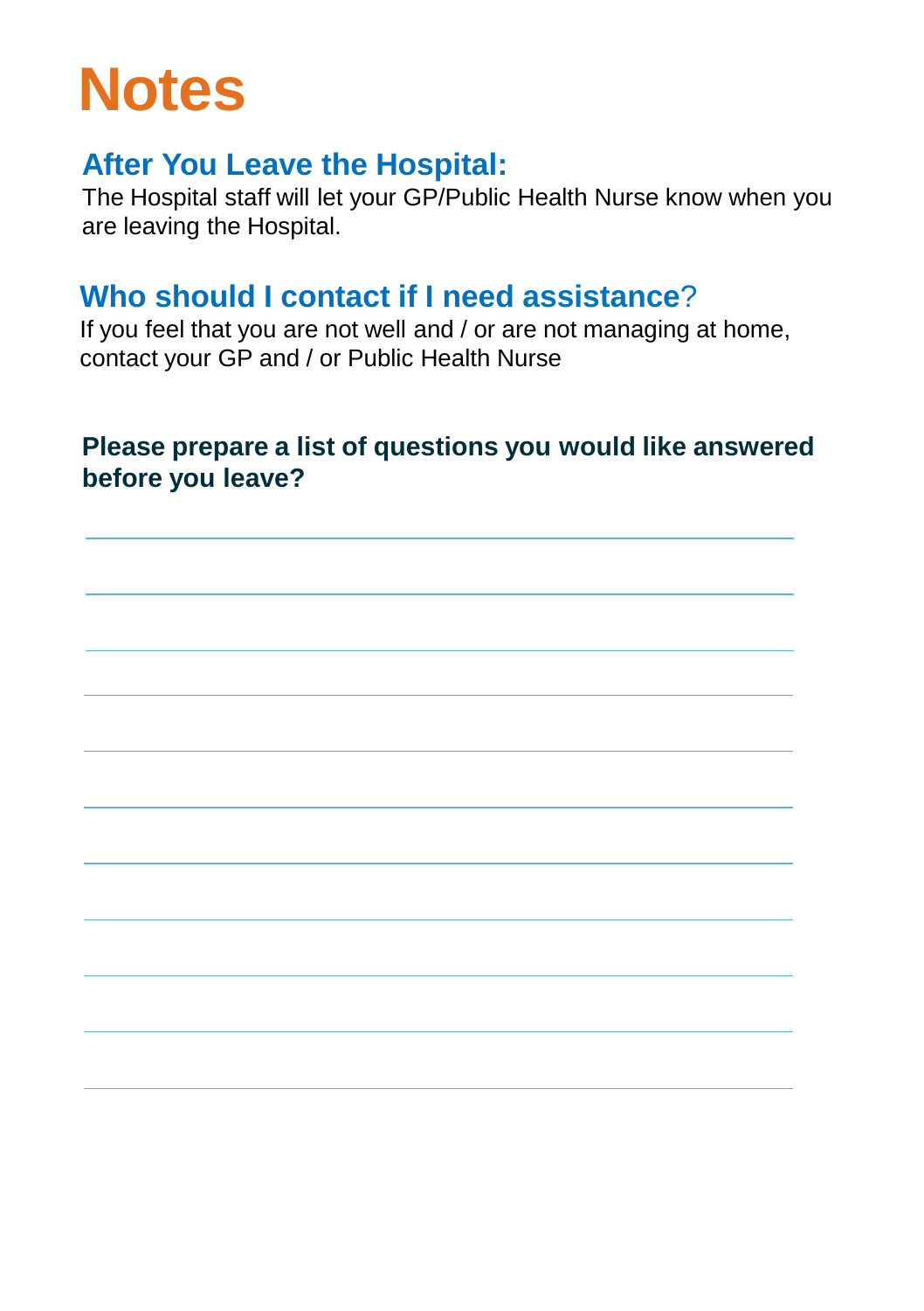# Notes

## After You Leave the Hospital:

The Hospital staff will let your GP/Public Health Nurse know when you are leaving the Hospital.

## Who should I contact if I need assistance?

If you feel that you are not well and / or are not managing at home, contact your GP and / or Public Health Nurse

**Please prepare a list of questions you would like answered before you leave?**